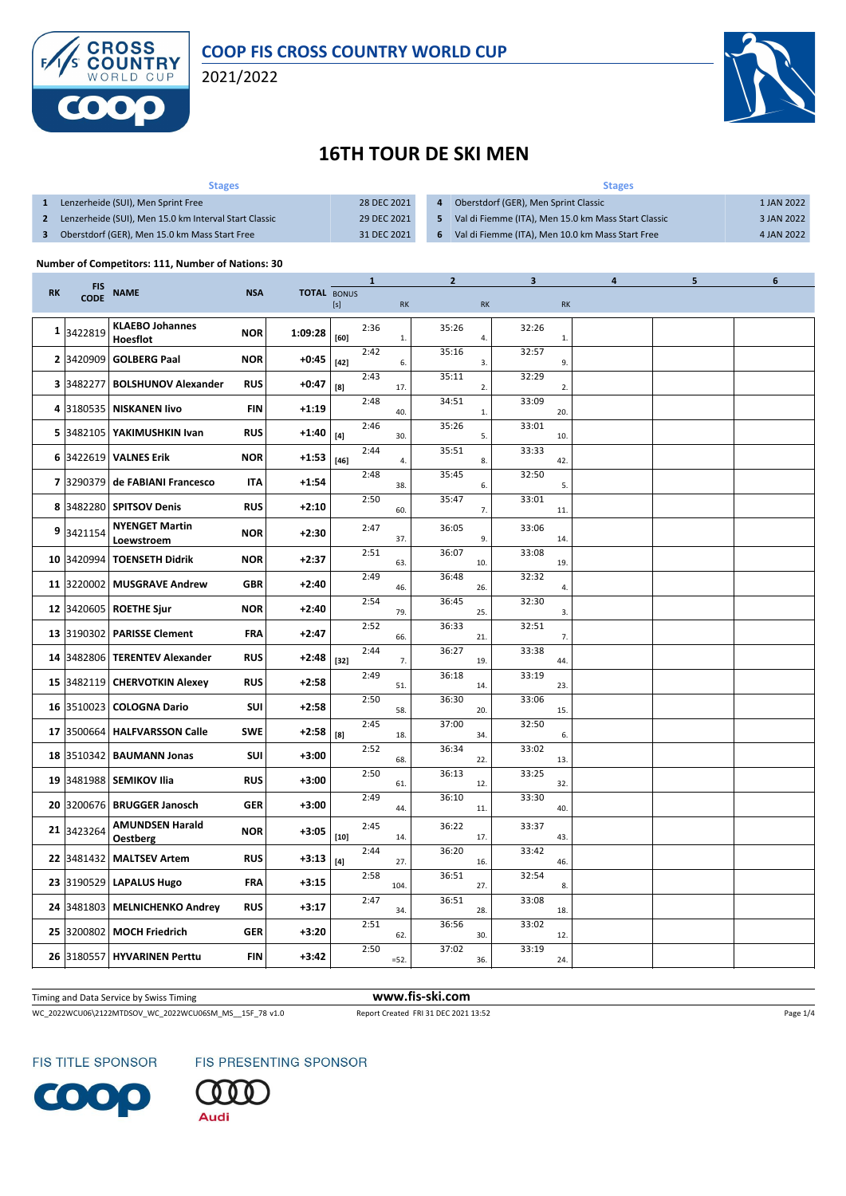COOP FIS CROSS COUNTRY WORLD CUP

2021/2022

# 16TH TOUR DE SKI MEN

| | Stages | | | Stages | |
|---|---|---|---|---|---|
| 1 | Lenzerheide (SUI), Men Sprint Free | 28 DEC 2021 | 4 | Oberstdorf (GER), Men Sprint Classic | 1 JAN 2022 |
| 2 | Lenzerheide (SUI), Men 15.0 km Interval Start Classic | 29 DEC 2021 | 5 | Val di Fiemme (ITA), Men 15.0 km Mass Start Classic | 3 JAN 2022 |
| 3 | Oberstdorf (GER), Men 15.0 km Mass Start Free | 31 DEC 2021 | 6 | Val di Fiemme (ITA), Men 10.0 km Mass Start Free | 4 JAN 2022 |

**Number of Competitors: 111, Number of Nations: 30**

| RK | FIS CODE | NAME | NSA | TOTAL | BONUS [s] | 1 | 1 RK | 2 | 2 RK | 3 | 3 RK | 4 | 5 | 6 |
|---|---|---|---|---|---|---|---|---|---|---|---|---|---|---|
| 1 | 3422819 | KLAEBO Johannes Hoesflot | NOR | 1:09:28 | [60] | 2:36 | 1. | 35:26 | 4. | 32:26 | 1. | | | |
| 2 | 3420909 | GOLBERG Paal | NOR | +0:45 | [42] | 2:42 | 6. | 35:16 | 3. | 32:57 | 9. | | | |
| 3 | 3482277 | BOLSHUNOV Alexander | RUS | +0:47 | [8] | 2:43 | 17. | 35:11 | 2. | 32:29 | 2. | | | |
| 4 | 3180535 | NISKANEN Iivo | FIN | +1:19 | | 2:48 | 40. | 34:51 | 1. | 33:09 | 20. | | | |
| 5 | 3482105 | YAKIMUSHKIN Ivan | RUS | +1:40 | [4] | 2:46 | 30. | 35:26 | 5. | 33:01 | 10. | | | |
| 6 | 3422619 | VALNES Erik | NOR | +1:53 | [46] | 2:44 | 4. | 35:51 | 8. | 33:33 | 42. | | | |
| 7 | 3290379 | de FABIANI Francesco | ITA | +1:54 | | 2:48 | 38. | 35:45 | 6. | 32:50 | 5. | | | |
| 8 | 3482280 | SPITSOV Denis | RUS | +2:10 | | 2:50 | 60. | 35:47 | 7. | 33:01 | 11. | | | |
| 9 | 3421154 | NYENGET Martin Loewstroem | NOR | +2:30 | | 2:47 | 37. | 36:05 | 9. | 33:06 | 14. | | | |
| 10 | 3420994 | TOENSETH Didrik | NOR | +2:37 | | 2:51 | 63. | 36:07 | 10. | 33:08 | 19. | | | |
| 11 | 3220002 | MUSGRAVE Andrew | GBR | +2:40 | | 2:49 | 46. | 36:48 | 26. | 32:32 | 4. | | | |
| 12 | 3420605 | ROETHE Sjur | NOR | +2:40 | | 2:54 | 79. | 36:45 | 25. | 32:30 | 3. | | | |
| 13 | 3190302 | PARISSE Clement | FRA | +2:47 | | 2:52 | 66. | 36:33 | 21. | 32:51 | 7. | | | |
| 14 | 3482806 | TERENTEV Alexander | RUS | +2:48 | [32] | 2:44 | 7. | 36:27 | 19. | 33:38 | 44. | | | |
| 15 | 3482119 | CHERVOTKIN Alexey | RUS | +2:58 | | 2:49 | 51. | 36:18 | 14. | 33:19 | 23. | | | |
| 16 | 3510023 | COLOGNA Dario | SUI | +2:58 | | 2:50 | 58. | 36:30 | 20. | 33:06 | 15. | | | |
| 17 | 3500664 | HALFVARSSON Calle | SWE | +2:58 | [8] | 2:45 | 18. | 37:00 | 34. | 32:50 | 6. | | | |
| 18 | 3510342 | BAUMANN Jonas | SUI | +3:00 | | 2:52 | 68. | 36:34 | 22. | 33:02 | 13. | | | |
| 19 | 3481988 | SEMIKOV Ilia | RUS | +3:00 | | 2:50 | 61. | 36:13 | 12. | 33:25 | 32. | | | |
| 20 | 3200676 | BRUGGER Janosch | GER | +3:00 | | 2:49 | 44. | 36:10 | 11. | 33:30 | 40. | | | |
| 21 | 3423264 | AMUNDSEN Harald Oestberg | NOR | +3:05 | [10] | 2:45 | 14. | 36:22 | 17. | 33:37 | 43. | | | |
| 22 | 3481432 | MALTSEV Artem | RUS | +3:13 | [4] | 2:44 | 27. | 36:20 | 16. | 33:42 | 46. | | | |
| 23 | 3190529 | LAPALUS Hugo | FRA | +3:15 | | 2:58 | 104. | 36:51 | 27. | 32:54 | 8. | | | |
| 24 | 3481803 | MELNICHENKO Andrey | RUS | +3:17 | | 2:47 | 34. | 36:51 | 28. | 33:08 | 18. | | | |
| 25 | 3200802 | MOCH Friedrich | GER | +3:20 | | 2:51 | 62. | 36:56 | 30. | 33:02 | 12. | | | |
| 26 | 3180557 | HYVARINEN Perttu | FIN | +3:42 | | 2:50 | =52. | 37:02 | 36. | 33:19 | 24. | | | |

Timing and Data Service by Swiss Timing — www.fis-ski.com

WC_2022WCU06\2122MTDSOV_WC_2022WCU06SM_MS__15F_78 v1.0 — Report Created FRI 31 DEC 2021 13:52

FIS TITLE SPONSOR: COOP — FIS PRESENTING SPONSOR: Audi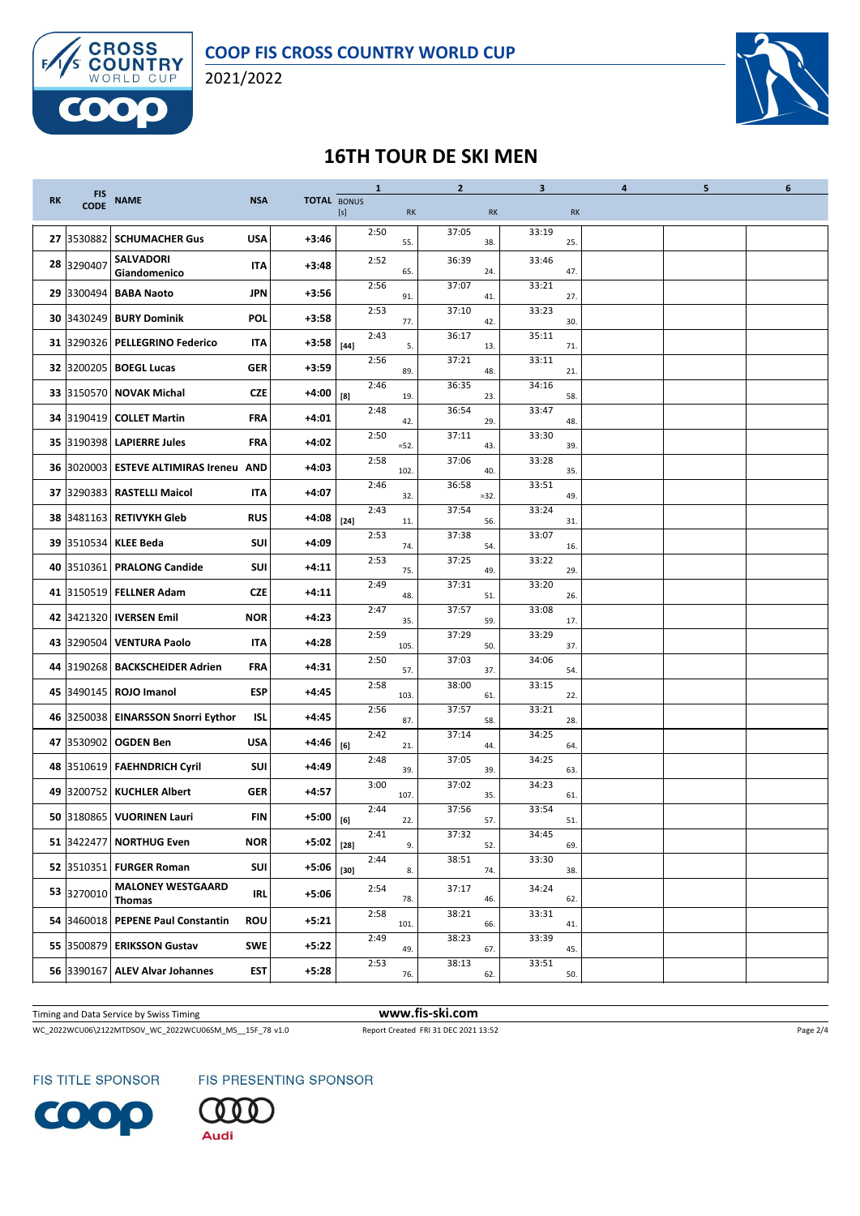COOP FIS CROSS COUNTRY WORLD CUP

2021/2022

# 16TH TOUR DE SKI MEN

| RK | FIS CODE | NAME | NSA | TOTAL | 1 BONUS [s] | 1 | 1 RK | 2 | 2 RK | 3 | 3 RK | 4 | 5 | 6 |
|---|---|---|---|---|---|---|---|---|---|---|---|---|---|---|
| 27 | 3530882 | SCHUMACHER Gus | USA | +3:46 | | 2:50 | 55. | 37:05 | 38. | 33:19 | 25. | | | |
| 28 | 3290407 | SALVADORI Giandomenico | ITA | +3:48 | | 2:52 | 65. | 36:39 | 24. | 33:46 | 47. | | | |
| 29 | 3300494 | BABA Naoto | JPN | +3:56 | | 2:56 | 91. | 37:07 | 41. | 33:21 | 27. | | | |
| 30 | 3430249 | BURY Dominik | POL | +3:58 | | 2:53 | 77. | 37:10 | 42. | 33:23 | 30. | | | |
| 31 | 3290326 | PELLEGRINO Federico | ITA | +3:58 | [44] | 2:43 | 5. | 36:17 | 13. | 35:11 | 71. | | | |
| 32 | 3200205 | BOEGL Lucas | GER | +3:59 | | 2:56 | 89. | 37:21 | 48. | 33:11 | 21. | | | |
| 33 | 3150570 | NOVAK Michal | CZE | +4:00 | [8] | 2:46 | 19. | 36:35 | 23. | 34:16 | 58. | | | |
| 34 | 3190419 | COLLET Martin | FRA | +4:01 | | 2:48 | 42. | 36:54 | 29. | 33:47 | 48. | | | |
| 35 | 3190398 | LAPIERRE Jules | FRA | +4:02 | | 2:50 | =52. | 37:11 | 43. | 33:30 | 39. | | | |
| 36 | 3020003 | ESTEVE ALTIMIRAS Ireneu | AND | +4:03 | | 2:58 | 102. | 37:06 | 40. | 33:28 | 35. | | | |
| 37 | 3290383 | RASTELLI Maicol | ITA | +4:07 | | 2:46 | 32. | 36:58 | =32. | 33:51 | 49. | | | |
| 38 | 3481163 | RETIVYKH Gleb | RUS | +4:08 | [24] | 2:43 | 11. | 37:54 | 56. | 33:24 | 31. | | | |
| 39 | 3510534 | KLEE Beda | SUI | +4:09 | | 2:53 | 74. | 37:38 | 54. | 33:07 | 16. | | | |
| 40 | 3510361 | PRALONG Candide | SUI | +4:11 | | 2:53 | 75. | 37:25 | 49. | 33:22 | 29. | | | |
| 41 | 3150519 | FELLNER Adam | CZE | +4:11 | | 2:49 | 48. | 37:31 | 51. | 33:20 | 26. | | | |
| 42 | 3421320 | IVERSEN Emil | NOR | +4:23 | | 2:47 | 35. | 37:57 | 59. | 33:08 | 17. | | | |
| 43 | 3290504 | VENTURA Paolo | ITA | +4:28 | | 2:59 | 105. | 37:29 | 50. | 33:29 | 37. | | | |
| 44 | 3190268 | BACKSCHEIDER Adrien | FRA | +4:31 | | 2:50 | 57. | 37:03 | 37. | 34:06 | 54. | | | |
| 45 | 3490145 | ROJO Imanol | ESP | +4:45 | | 2:58 | 103. | 38:00 | 61. | 33:15 | 22. | | | |
| 46 | 3250038 | EINARSSON Snorri Eythor | ISL | +4:45 | | 2:56 | 87. | 37:57 | 58. | 33:21 | 28. | | | |
| 47 | 3530902 | OGDEN Ben | USA | +4:46 | [6] | 2:42 | 21. | 37:14 | 44. | 34:25 | 64. | | | |
| 48 | 3510619 | FAEHNDRICH Cyril | SUI | +4:49 | | 2:48 | 39. | 37:05 | 39. | 34:25 | 63. | | | |
| 49 | 3200752 | KUCHLER Albert | GER | +4:57 | | 3:00 | 107. | 37:02 | 35. | 34:23 | 61. | | | |
| 50 | 3180865 | VUORINEN Lauri | FIN | +5:00 | [6] | 2:44 | 22. | 37:56 | 57. | 33:54 | 51. | | | |
| 51 | 3422477 | NORTHUG Even | NOR | +5:02 | [28] | 2:41 | 9. | 37:32 | 52. | 34:45 | 69. | | | |
| 52 | 3510351 | FURGER Roman | SUI | +5:06 | [30] | 2:44 | 8. | 38:51 | 74. | 33:30 | 38. | | | |
| 53 | 3270010 | MALONEY WESTGAARD Thomas | IRL | +5:06 | | 2:54 | 78. | 37:17 | 46. | 34:24 | 62. | | | |
| 54 | 3460018 | PEPENE Paul Constantin | ROU | +5:21 | | 2:58 | 101. | 38:21 | 66. | 33:31 | 41. | | | |
| 55 | 3500879 | ERIKSSON Gustav | SWE | +5:22 | | 2:49 | 49. | 38:23 | 67. | 33:39 | 45. | | | |
| 56 | 3390167 | ALEV Alvar Johannes | EST | +5:28 | | 2:53 | 76. | 38:13 | 62. | 33:51 | 50. | | | |

Timing and Data Service by Swiss Timing — www.fis-ski.com

WC_2022WCU06\2122MTDSOV_WC_2022WCU06SM_MS__15F_78 v1.0 — Report Created FRI 31 DEC 2021 13:52

FIS TITLE SPONSOR — FIS PRESENTING SPONSOR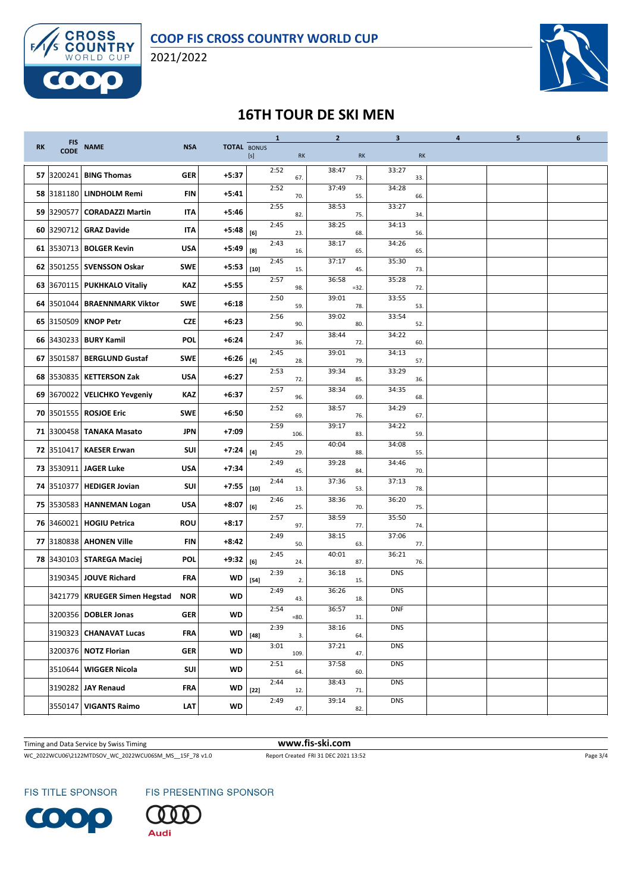# COOP FIS CROSS COUNTRY WORLD CUP

2021/2022

## 16TH TOUR DE SKI MEN

| RK | FIS CODE | NAME | NSA | TOTAL | BONUS [s] | 1 | RK | 2 | RK | 3 | RK | 4 | 5 | 6 |
|---|---|---|---|---|---|---|---|---|---|---|---|---|---|---|
| 57 | 3200241 | BING Thomas | GER | +5:37 | | 2:52 | 67. | 38:47 | 73. | 33:27 | 33. | | | |
| 58 | 3181180 | LINDHOLM Remi | FIN | +5:41 | | 2:52 | 70. | 37:49 | 55. | 34:28 | 66. | | | |
| 59 | 3290577 | CORADAZZI Martin | ITA | +5:46 | | 2:55 | 82. | 38:53 | 75. | 33:27 | 34. | | | |
| 60 | 3290712 | GRAZ Davide | ITA | +5:48 | [6] | 2:45 | 23. | 38:25 | 68. | 34:13 | 56. | | | |
| 61 | 3530713 | BOLGER Kevin | USA | +5:49 | [8] | 2:43 | 16. | 38:17 | 65. | 34:26 | 65. | | | |
| 62 | 3501255 | SVENSSON Oskar | SWE | +5:53 | [10] | 2:45 | 15. | 37:17 | 45. | 35:30 | 73. | | | |
| 63 | 3670115 | PUKHKALO Vitaliy | KAZ | +5:55 | | 2:57 | 98. | 36:58 | =32. | 35:28 | 72. | | | |
| 64 | 3501044 | BRAENNMARK Viktor | SWE | +6:18 | | 2:50 | 59. | 39:01 | 78. | 33:55 | 53. | | | |
| 65 | 3150509 | KNOP Petr | CZE | +6:23 | | 2:56 | 90. | 39:02 | 80. | 33:54 | 52. | | | |
| 66 | 3430233 | BURY Kamil | POL | +6:24 | | 2:47 | 36. | 38:44 | 72. | 34:22 | 60. | | | |
| 67 | 3501587 | BERGLUND Gustaf | SWE | +6:26 | [4] | 2:45 | 28. | 39:01 | 79. | 34:13 | 57. | | | |
| 68 | 3530835 | KETTERSON Zak | USA | +6:27 | | 2:53 | 72. | 39:34 | 85. | 33:29 | 36. | | | |
| 69 | 3670022 | VELICHKO Yevgeniy | KAZ | +6:37 | | 2:57 | 96. | 38:34 | 69. | 34:35 | 68. | | | |
| 70 | 3501555 | ROSJOE Eric | SWE | +6:50 | | 2:52 | 69. | 38:57 | 76. | 34:29 | 67. | | | |
| 71 | 3300458 | TANAKA Masato | JPN | +7:09 | | 2:59 | 106. | 39:17 | 83. | 34:22 | 59. | | | |
| 72 | 3510417 | KAESER Erwan | SUI | +7:24 | [4] | 2:45 | 29. | 40:04 | 88. | 34:08 | 55. | | | |
| 73 | 3530911 | JAGER Luke | USA | +7:34 | | 2:49 | 45. | 39:28 | 84. | 34:46 | 70. | | | |
| 74 | 3510377 | HEDIGER Jovian | SUI | +7:55 | [10] | 2:44 | 13. | 37:36 | 53. | 37:13 | 78. | | | |
| 75 | 3530583 | HANNEMAN Logan | USA | +8:07 | [6] | 2:46 | 25. | 38:36 | 70. | 36:20 | 75. | | | |
| 76 | 3460021 | HOGIU Petrica | ROU | +8:17 | | 2:57 | 97. | 38:59 | 77. | 35:50 | 74. | | | |
| 77 | 3180838 | AHONEN Ville | FIN | +8:42 | | 2:49 | 50. | 38:15 | 63. | 37:06 | 77. | | | |
| 78 | 3430103 | STAREGA Maciej | POL | +9:32 | [6] | 2:45 | 24. | 40:01 | 87. | 36:21 | 76. | | | |
| | 3190345 | JOUVE Richard | FRA | WD | [54] | 2:39 | 2. | 36:18 | 15. | DNS | | | | |
| | 3421779 | KRUEGER Simen Hegstad | NOR | WD | | 2:49 | 43. | 36:26 | 18. | DNS | | | | |
| | 3200356 | DOBLER Jonas | GER | WD | | 2:54 | =80. | 36:57 | 31. | DNF | | | | |
| | 3190323 | CHANAVAT Lucas | FRA | WD | [48] | 2:39 | 3. | 38:16 | 64. | DNS | | | | |
| | 3200376 | NOTZ Florian | GER | WD | | 3:01 | 109. | 37:21 | 47. | DNS | | | | |
| | 3510644 | WIGGER Nicola | SUI | WD | | 2:51 | 64. | 37:58 | 60. | DNS | | | | |
| | 3190282 | JAY Renaud | FRA | WD | [22] | 2:44 | 12. | 38:43 | 71. | DNS | | | | |
| | 3550147 | VIGANTS Raimo | LAT | WD | | 2:49 | 47. | 39:14 | 82. | DNS | | | | |

Timing and Data Service by Swiss Timing — www.fis-ski.com

WC_2022WCU06\2122MTDSOV_WC_2022WCU06SM_MS__15F_78 v1.0 — Report Created FRI 31 DEC 2021 13:52

FIS TITLE SPONSOR — FIS PRESENTING SPONSOR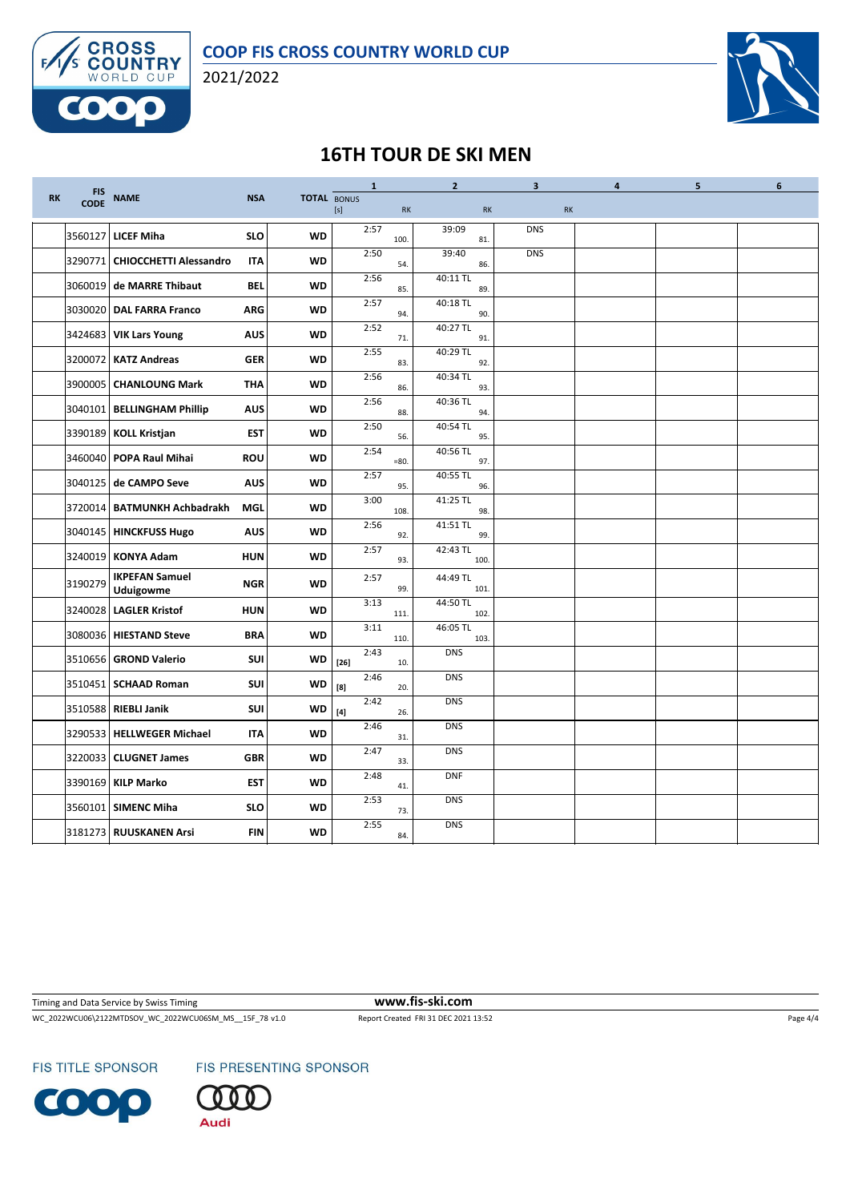# COOP FIS CROSS COUNTRY WORLD CUP

2021/2022

## 16TH TOUR DE SKI MEN

| RK | FIS CODE | NAME | NSA | TOTAL | 1 BONUS [s] | 1 | 1 RK | 2 | 2 RK | 3 | 3 RK | 4 | 5 | 6 |
|---|---|---|---|---|---|---|---|---|---|---|---|---|---|---|
| | 3560127 | LICEF Miha | SLO | WD | | 2:57 | 100. | 39:09 | 81. | DNS | | | | |
| | 3290771 | CHIOCCHETTI Alessandro | ITA | WD | | 2:50 | 54. | 39:40 | 86. | DNS | | | | |
| | 3060019 | de MARRE Thibaut | BEL | WD | | 2:56 | 85. | 40:11 TL | 89. | | | | | |
| | 3030020 | DAL FARRA Franco | ARG | WD | | 2:57 | 94. | 40:18 TL | 90. | | | | | |
| | 3424683 | VIK Lars Young | AUS | WD | | 2:52 | 71. | 40:27 TL | 91. | | | | | |
| | 3200072 | KATZ Andreas | GER | WD | | 2:55 | 83. | 40:29 TL | 92. | | | | | |
| | 3900005 | CHANLOUNG Mark | THA | WD | | 2:56 | 86. | 40:34 TL | 93. | | | | | |
| | 3040101 | BELLINGHAM Phillip | AUS | WD | | 2:56 | 88. | 40:36 TL | 94. | | | | | |
| | 3390189 | KOLL Kristjan | EST | WD | | 2:50 | 56. | 40:54 TL | 95. | | | | | |
| | 3460040 | POPA Raul Mihai | ROU | WD | | 2:54 | =80. | 40:56 TL | 97. | | | | | |
| | 3040125 | de CAMPO Seve | AUS | WD | | 2:57 | 95. | 40:55 TL | 96. | | | | | |
| | 3720014 | BATMUNKH Achbadrakh | MGL | WD | | 3:00 | 108. | 41:25 TL | 98. | | | | | |
| | 3040145 | HINCKFUSS Hugo | AUS | WD | | 2:56 | 92. | 41:51 TL | 99. | | | | | |
| | 3240019 | KONYA Adam | HUN | WD | | 2:57 | 93. | 42:43 TL | 100. | | | | | |
| | 3190279 | IKPEFAN Samuel Uduigowme | NGR | WD | | 2:57 | 99. | 44:49 TL | 101. | | | | | |
| | 3240028 | LAGLER Kristof | HUN | WD | | 3:13 | 111. | 44:50 TL | 102. | | | | | |
| | 3080036 | HIESTAND Steve | BRA | WD | | 3:11 | 110. | 46:05 TL | 103. | | | | | |
| | 3510656 | GROND Valerio | SUI | WD | [26] | 2:43 | 10. | DNS | | | | | | |
| | 3510451 | SCHAAD Roman | SUI | WD | [8] | 2:46 | 20. | DNS | | | | | | |
| | 3510588 | RIEBLI Janik | SUI | WD | [4] | 2:42 | 26. | DNS | | | | | | |
| | 3290533 | HELLWEGER Michael | ITA | WD | | 2:46 | 31. | DNS | | | | | | |
| | 3220033 | CLUGNET James | GBR | WD | | 2:47 | 33. | DNS | | | | | | |
| | 3390169 | KILP Marko | EST | WD | | 2:48 | 41. | DNF | | | | | | |
| | 3560101 | SIMENC Miha | SLO | WD | | 2:53 | 73. | DNS | | | | | | |
| | 3181273 | RUUSKANEN Arsi | FIN | WD | | 2:55 | 84. | DNS | | | | | | |

Timing and Data Service by Swiss Timing — www.fis-ski.com

WC_2022WCU06\2122MTDSOV_WC_2022WCU06SM_MS__15F_78 v1.0 — Report Created FRI 31 DEC 2021 13:52

FIS TITLE SPONSOR — FIS PRESENTING SPONSOR Audi